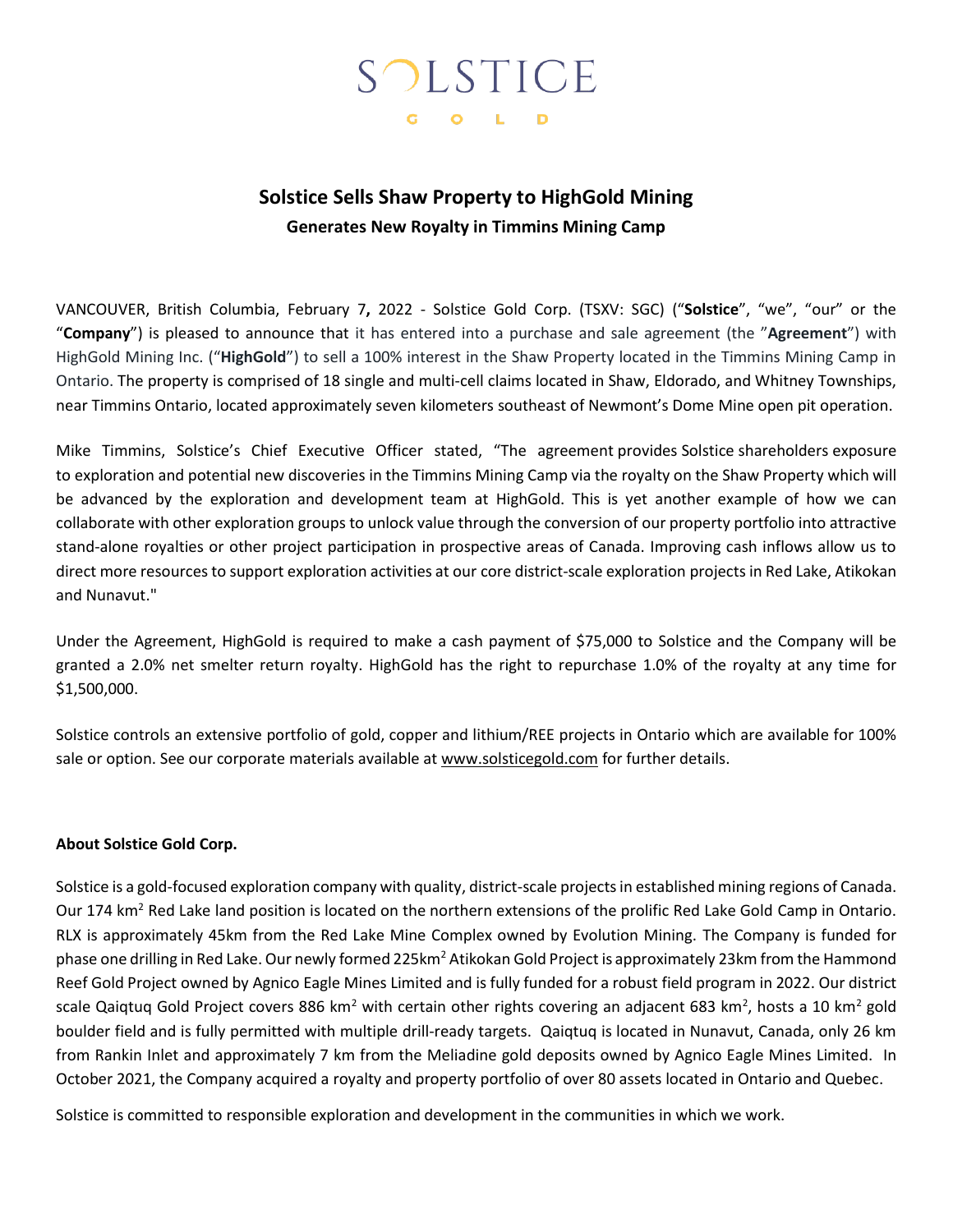# SOLSTICE GOLD

## Solstice Sells Shaw Property to HighGold Mining

### Generates New Royalty in Timmins Mining Camp

VANCOUVER, British Columbia, February 7**,** 2022 - Solstice Gold Corp. (TSXV: SGC) ("**Solstice**", "we", "our" or the "**Company**") is pleased to announce that it has entered into a purchase and sale agreement (the "**Agreement**") with HighGold Mining Inc. ("**HighGold**") to sell a 100% interest in the Shaw Property located in the Timmins Mining Camp in Ontario. The property is comprised of 18 single and multi-cell claims located in Shaw, Eldorado, and Whitney Townships, near Timmins Ontario, located approximately seven kilometers southeast of Newmont's Dome Mine open pit operation.

Mike Timmins, Solstice's Chief Executive Officer stated, "The agreement provides Solstice shareholders exposure to exploration and potential new discoveries in the Timmins Mining Camp via the royalty on the Shaw Property which will be advanced by the exploration and development team at HighGold. This is yet another example of how we can collaborate with other exploration groups to unlock value through the conversion of our property portfolio into attractive stand-alone royalties or other project participation in prospective areas of Canada. Improving cash inflows allow us to direct more resources to support exploration activities at our core district-scale exploration projects in Red Lake, Atikokan and Nunavut."

Under the Agreement, HighGold is required to make a cash payment of $75,000 to Solstice and the Company will be granted a 2.0% net smelter return royalty. HighGold has the right to repurchase 1.0% of the royalty at any time for $1,500,000.

Solstice controls an extensive portfolio of gold, copper and lithium/REE projects in Ontario which are available for 100% sale or option. See our corporate materials available at www.solsticegold.com for further details.

**About Solstice Gold Corp.**

Solstice is a gold-focused exploration company with quality, district-scale projects in established mining regions of Canada. Our 174 $km^2$ Red Lake land position is located on the northern extensions of the prolific Red Lake Gold Camp in Ontario. RLX is approximately 45km from the Red Lake Mine Complex owned by Evolution Mining. The Company is funded for phase one drilling in Red Lake. Our newly formed 225$km^2$ Atikokan Gold Project is approximately 23km from the Hammond Reef Gold Project owned by Agnico Eagle Mines Limited and is fully funded for a robust field program in 2022. Our district scale Qaiqtuq Gold Project covers 886 $km^2$ with certain other rights covering an adjacent 683 $km^2$, hosts a 10 $km^2$ gold boulder field and is fully permitted with multiple drill-ready targets. Qaiqtuq is located in Nunavut, Canada, only 26 km from Rankin Inlet and approximately 7 km from the Meliadine gold deposits owned by Agnico Eagle Mines Limited. In October 2021, the Company acquired a royalty and property portfolio of over 80 assets located in Ontario and Quebec.

Solstice is committed to responsible exploration and development in the communities in which we work.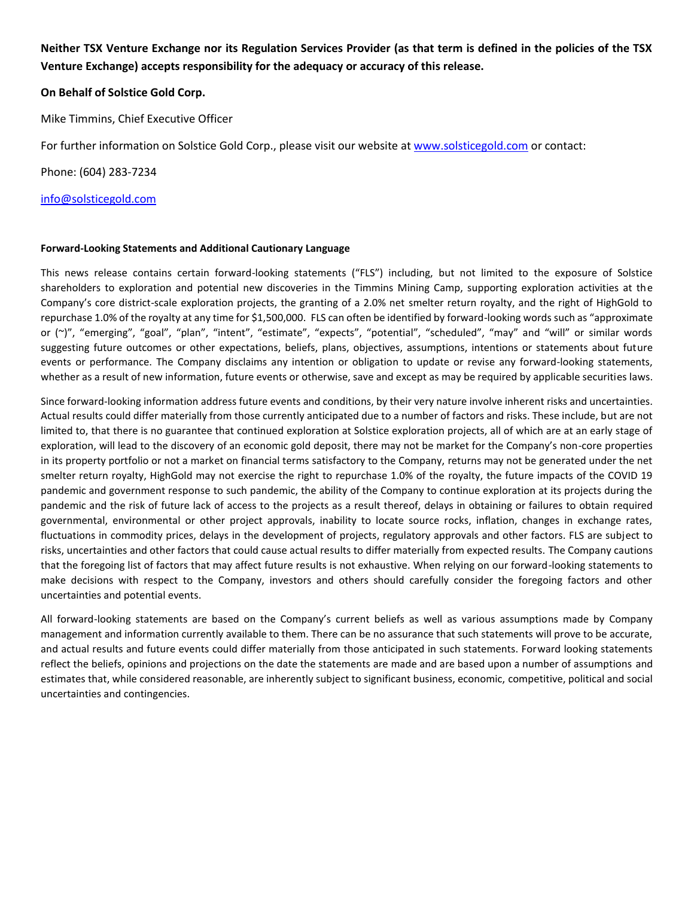**Neither TSX Venture Exchange nor its Regulation Services Provider (as that term is defined in the policies of the TSX Venture Exchange) accepts responsibility for the adequacy or accuracy of this release.**

**On Behalf of Solstice Gold Corp.**

Mike Timmins, Chief Executive Officer

For further information on Solstice Gold Corp., please visit our website at www.solsticegold.com or contact:

Phone: (604) 283-7234

info@solsticegold.com

**Forward-Looking Statements and Additional Cautionary Language**

This news release contains certain forward-looking statements ("FLS") including, but not limited to the exposure of Solstice shareholders to exploration and potential new discoveries in the Timmins Mining Camp, supporting exploration activities at the Company's core district-scale exploration projects, the granting of a 2.0% net smelter return royalty, and the right of HighGold to repurchase 1.0% of the royalty at any time for $1,500,000. FLS can often be identified by forward-looking words such as "approximate or (~)", "emerging", "goal", "plan", "intent", "estimate", "expects", "potential", "scheduled", "may" and "will" or similar words suggesting future outcomes or other expectations, beliefs, plans, objectives, assumptions, intentions or statements about future events or performance. The Company disclaims any intention or obligation to update or revise any forward-looking statements, whether as a result of new information, future events or otherwise, save and except as may be required by applicable securities laws.

Since forward-looking information address future events and conditions, by their very nature involve inherent risks and uncertainties. Actual results could differ materially from those currently anticipated due to a number of factors and risks. These include, but are not limited to, that there is no guarantee that continued exploration at Solstice exploration projects, all of which are at an early stage of exploration, will lead to the discovery of an economic gold deposit, there may not be market for the Company's non-core properties in its property portfolio or not a market on financial terms satisfactory to the Company, returns may not be generated under the net smelter return royalty, HighGold may not exercise the right to repurchase 1.0% of the royalty, the future impacts of the COVID 19 pandemic and government response to such pandemic, the ability of the Company to continue exploration at its projects during the pandemic and the risk of future lack of access to the projects as a result thereof, delays in obtaining or failures to obtain required governmental, environmental or other project approvals, inability to locate source rocks, inflation, changes in exchange rates, fluctuations in commodity prices, delays in the development of projects, regulatory approvals and other factors. FLS are subject to risks, uncertainties and other factors that could cause actual results to differ materially from expected results. The Company cautions that the foregoing list of factors that may affect future results is not exhaustive. When relying on our forward-looking statements to make decisions with respect to the Company, investors and others should carefully consider the foregoing factors and other uncertainties and potential events.

All forward-looking statements are based on the Company's current beliefs as well as various assumptions made by Company management and information currently available to them. There can be no assurance that such statements will prove to be accurate, and actual results and future events could differ materially from those anticipated in such statements. Forward looking statements reflect the beliefs, opinions and projections on the date the statements are made and are based upon a number of assumptions and estimates that, while considered reasonable, are inherently subject to significant business, economic, competitive, political and social uncertainties and contingencies.